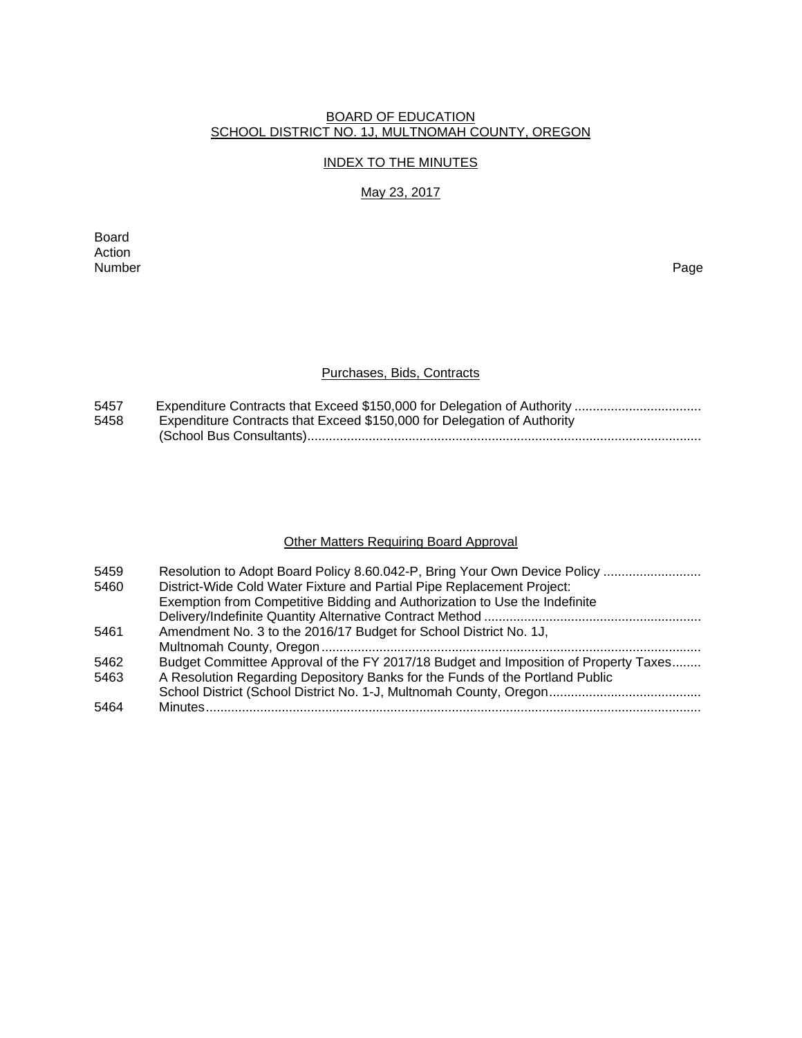BOARD OF EDUCATION
SCHOOL DISTRICT NO. 1J, MULTNOMAH COUNTY, OREGON

INDEX TO THE MINUTES

May 23, 2017

| Board Action Number | | Page |
|---|---|---|

## Purchases, Bids, Contracts

| | | |
|---|---|---|
| 5457 | Expenditure Contracts that Exceed $150,000 for Delegation of Authority | |
| 5458 | Expenditure Contracts that Exceed $150,000 for Delegation of Authority (School Bus Consultants) | |

## Other Matters Requiring Board Approval

| | | |
|---|---|---|
| 5459 | Resolution to Adopt Board Policy 8.60.042-P, Bring Your Own Device Policy | |
| 5460 | District-Wide Cold Water Fixture and Partial Pipe Replacement Project: Exemption from Competitive Bidding and Authorization to Use the Indefinite Delivery/Indefinite Quantity Alternative Contract Method | |
| 5461 | Amendment No. 3 to the 2016/17 Budget for School District No. 1J, Multnomah County, Oregon | |
| 5462 | Budget Committee Approval of the FY 2017/18 Budget and Imposition of Property Taxes | |
| 5463 | A Resolution Regarding Depository Banks for the Funds of the Portland Public School District (School District No. 1-J, Multnomah County, Oregon | |
| 5464 | Minutes | |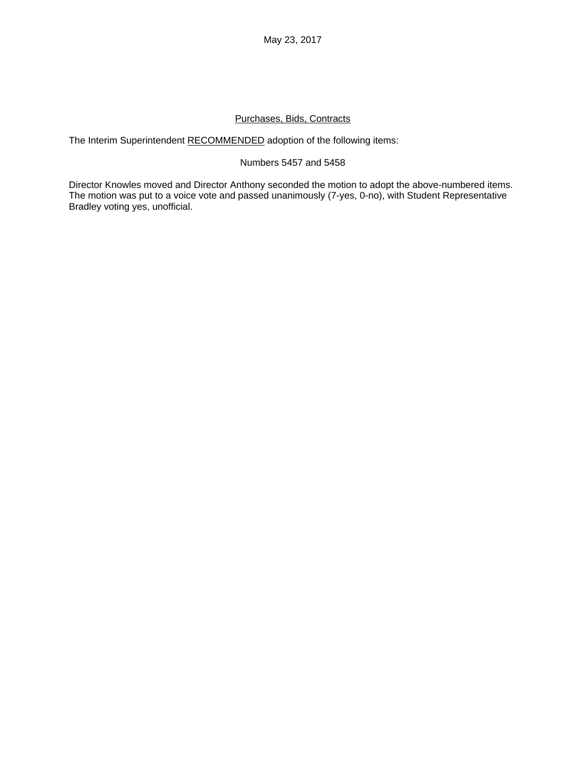May 23, 2017

## Purchases, Bids, Contracts

The Interim Superintendent RECOMMENDED adoption of the following items:

Numbers 5457 and 5458

Director Knowles moved and Director Anthony seconded the motion to adopt the above-numbered items. The motion was put to a voice vote and passed unanimously (7-yes, 0-no), with Student Representative Bradley voting yes, unofficial.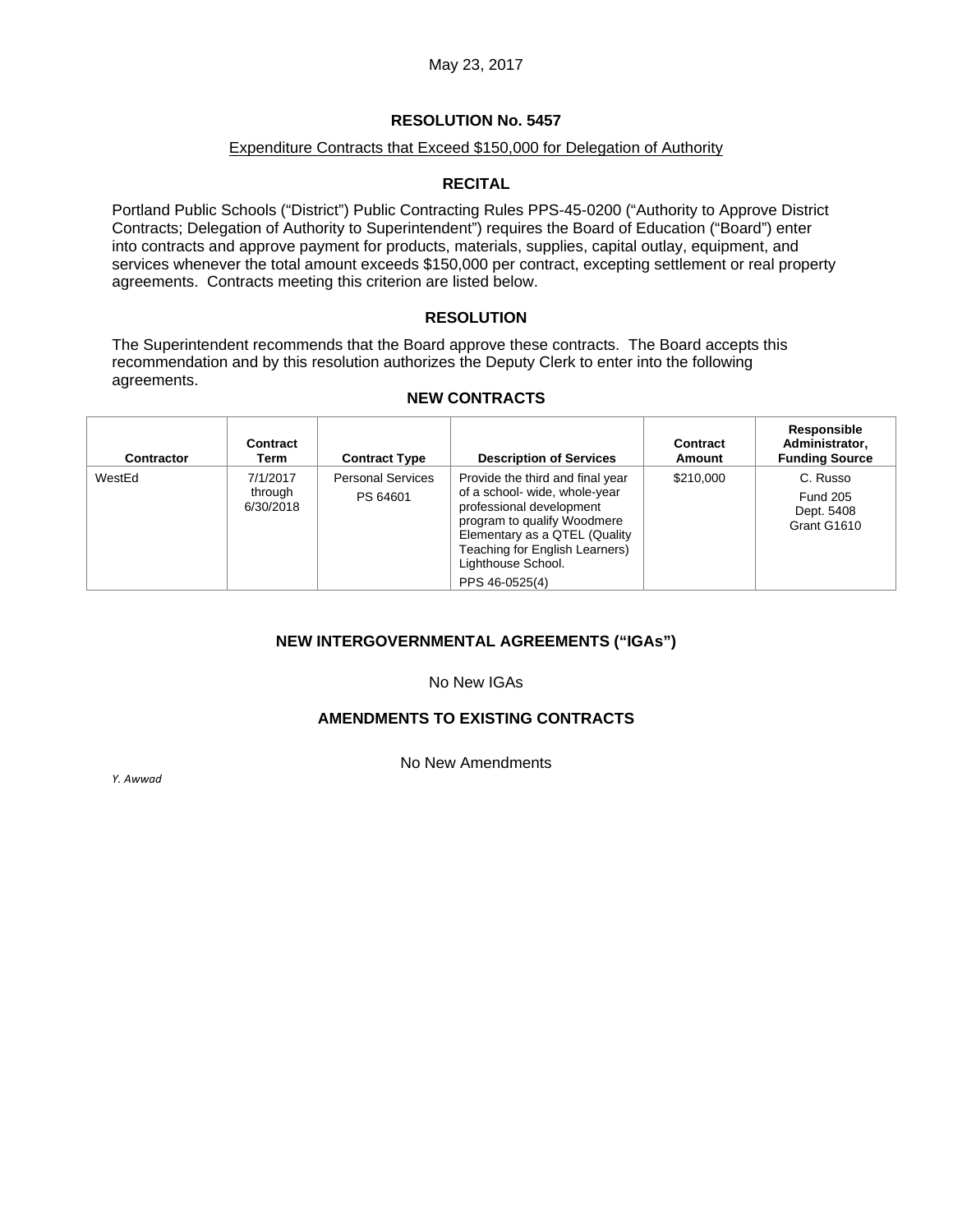May 23, 2017

## RESOLUTION No. 5457

Expenditure Contracts that Exceed $150,000 for Delegation of Authority

### RECITAL

Portland Public Schools ("District") Public Contracting Rules PPS-45-0200 ("Authority to Approve District Contracts; Delegation of Authority to Superintendent") requires the Board of Education ("Board") enter into contracts and approve payment for products, materials, supplies, capital outlay, equipment, and services whenever the total amount exceeds $150,000 per contract, excepting settlement or real property agreements. Contracts meeting this criterion are listed below.

### RESOLUTION

The Superintendent recommends that the Board approve these contracts. The Board accepts this recommendation and by this resolution authorizes the Deputy Clerk to enter into the following agreements.

### NEW CONTRACTS

| Contractor | Contract Term | Contract Type | Description of Services | Contract Amount | Responsible Administrator, Funding Source |
|---|---|---|---|---|---|
| WestEd | 7/1/2017 through 6/30/2018 | Personal Services PS 64601 | Provide the third and final year of a school- wide, whole-year professional development program to qualify Woodmere Elementary as a QTEL (Quality Teaching for English Learners) Lighthouse School. PPS 46-0525(4) | $210,000 | C. Russo Fund 205 Dept. 5408 Grant G1610 |

### NEW INTERGOVERNMENTAL AGREEMENTS ("IGAs")

No New IGAs

### AMENDMENTS TO EXISTING CONTRACTS

No New Amendments

*Y. Awwad*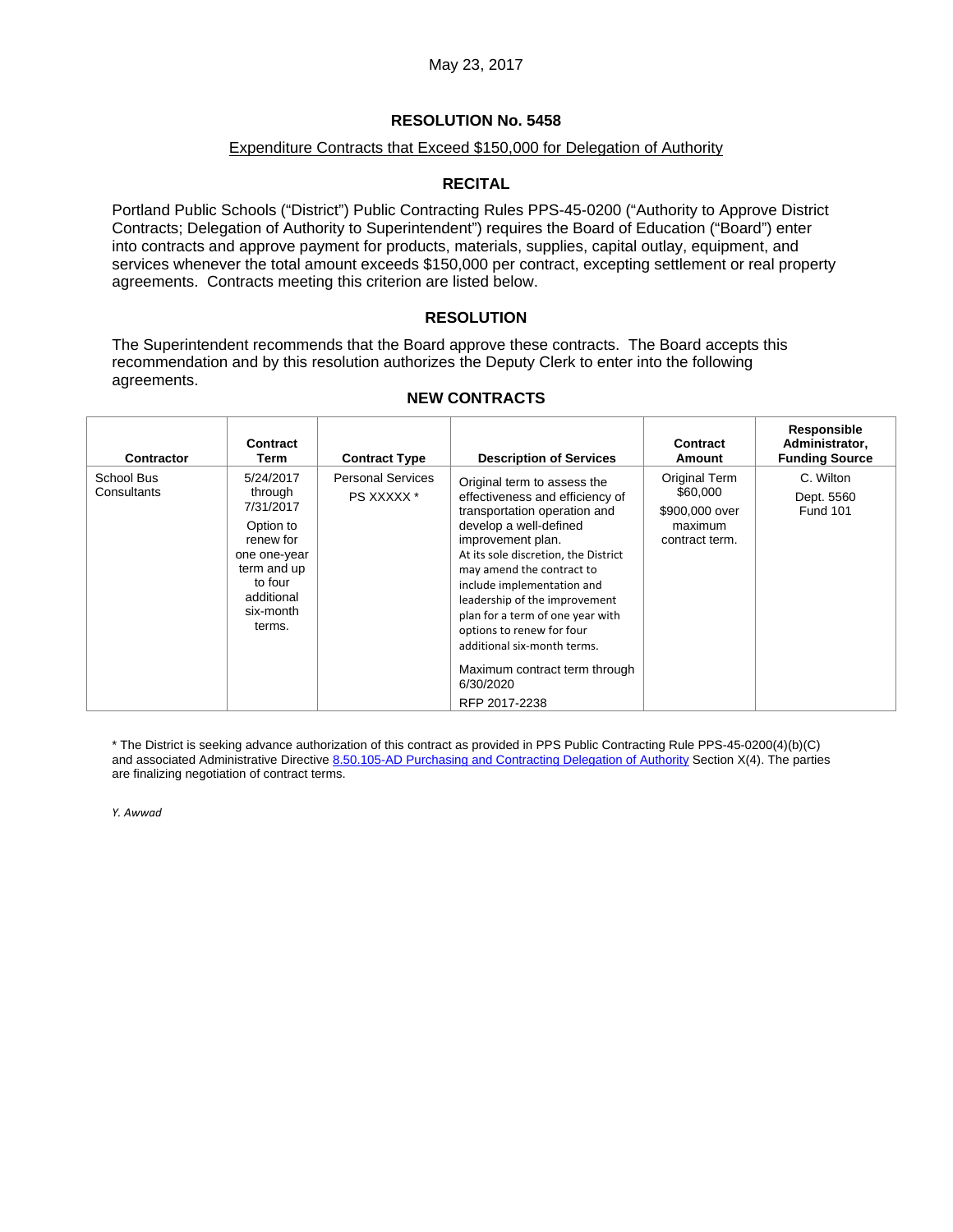May 23, 2017

# RESOLUTION No. 5458

Expenditure Contracts that Exceed $150,000 for Delegation of Authority

## RECITAL

Portland Public Schools ("District") Public Contracting Rules PPS-45-0200 ("Authority to Approve District Contracts; Delegation of Authority to Superintendent") requires the Board of Education ("Board") enter into contracts and approve payment for products, materials, supplies, capital outlay, equipment, and services whenever the total amount exceeds $150,000 per contract, excepting settlement or real property agreements. Contracts meeting this criterion are listed below.

## RESOLUTION

The Superintendent recommends that the Board approve these contracts. The Board accepts this recommendation and by this resolution authorizes the Deputy Clerk to enter into the following agreements.

### NEW CONTRACTS

| Contractor | Contract Term | Contract Type | Description of Services | Contract Amount | Responsible Administrator, Funding Source |
|---|---|---|---|---|---|
| School Bus Consultants | 5/24/2017 through 7/31/2017<br><br>Option to renew for one one-year term and up to four additional six-month terms. | Personal Services<br>PS XXXXX * | Original term to assess the effectiveness and efficiency of transportation operation and develop a well-defined improvement plan.<br>At its sole discretion, the District may amend the contract to include implementation and leadership of the improvement plan for a term of one year with options to renew for four additional six-month terms.<br><br>Maximum contract term through 6/30/2020<br><br>RFP 2017-2238 | Original Term $60,000<br><br>$900,000 over maximum contract term. | C. Wilton<br><br>Dept. 5560<br>Fund 101 |

* The District is seeking advance authorization of this contract as provided in PPS Public Contracting Rule PPS-45-0200(4)(b)(C) and associated Administrative Directive 8.50.105-AD Purchasing and Contracting Delegation of Authority Section X(4). The parties are finalizing negotiation of contract terms.

*Y. Awwad*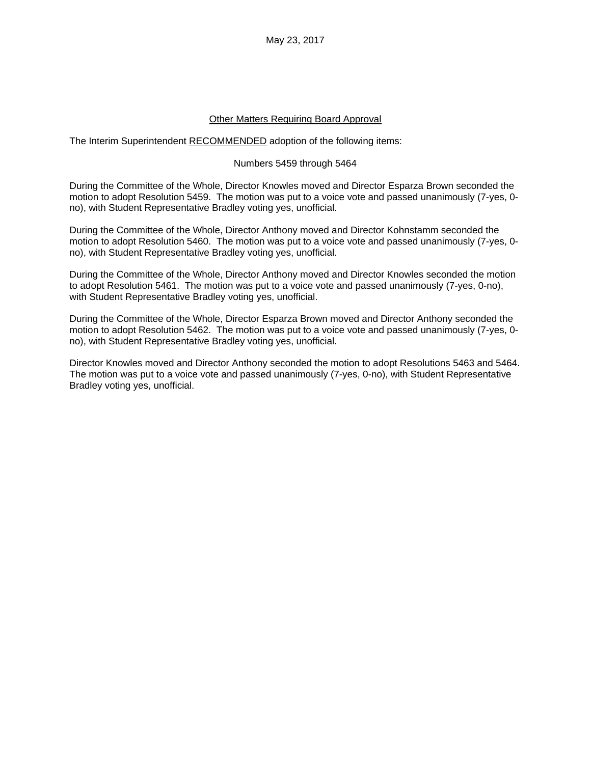May 23, 2017

## Other Matters Requiring Board Approval

The Interim Superintendent RECOMMENDED adoption of the following items:

Numbers 5459 through 5464

During the Committee of the Whole, Director Knowles moved and Director Esparza Brown seconded the motion to adopt Resolution 5459. The motion was put to a voice vote and passed unanimously (7-yes, 0-no), with Student Representative Bradley voting yes, unofficial.

During the Committee of the Whole, Director Anthony moved and Director Kohnstamm seconded the motion to adopt Resolution 5460. The motion was put to a voice vote and passed unanimously (7-yes, 0-no), with Student Representative Bradley voting yes, unofficial.

During the Committee of the Whole, Director Anthony moved and Director Knowles seconded the motion to adopt Resolution 5461. The motion was put to a voice vote and passed unanimously (7-yes, 0-no), with Student Representative Bradley voting yes, unofficial.

During the Committee of the Whole, Director Esparza Brown moved and Director Anthony seconded the motion to adopt Resolution 5462. The motion was put to a voice vote and passed unanimously (7-yes, 0-no), with Student Representative Bradley voting yes, unofficial.

Director Knowles moved and Director Anthony seconded the motion to adopt Resolutions 5463 and 5464. The motion was put to a voice vote and passed unanimously (7-yes, 0-no), with Student Representative Bradley voting yes, unofficial.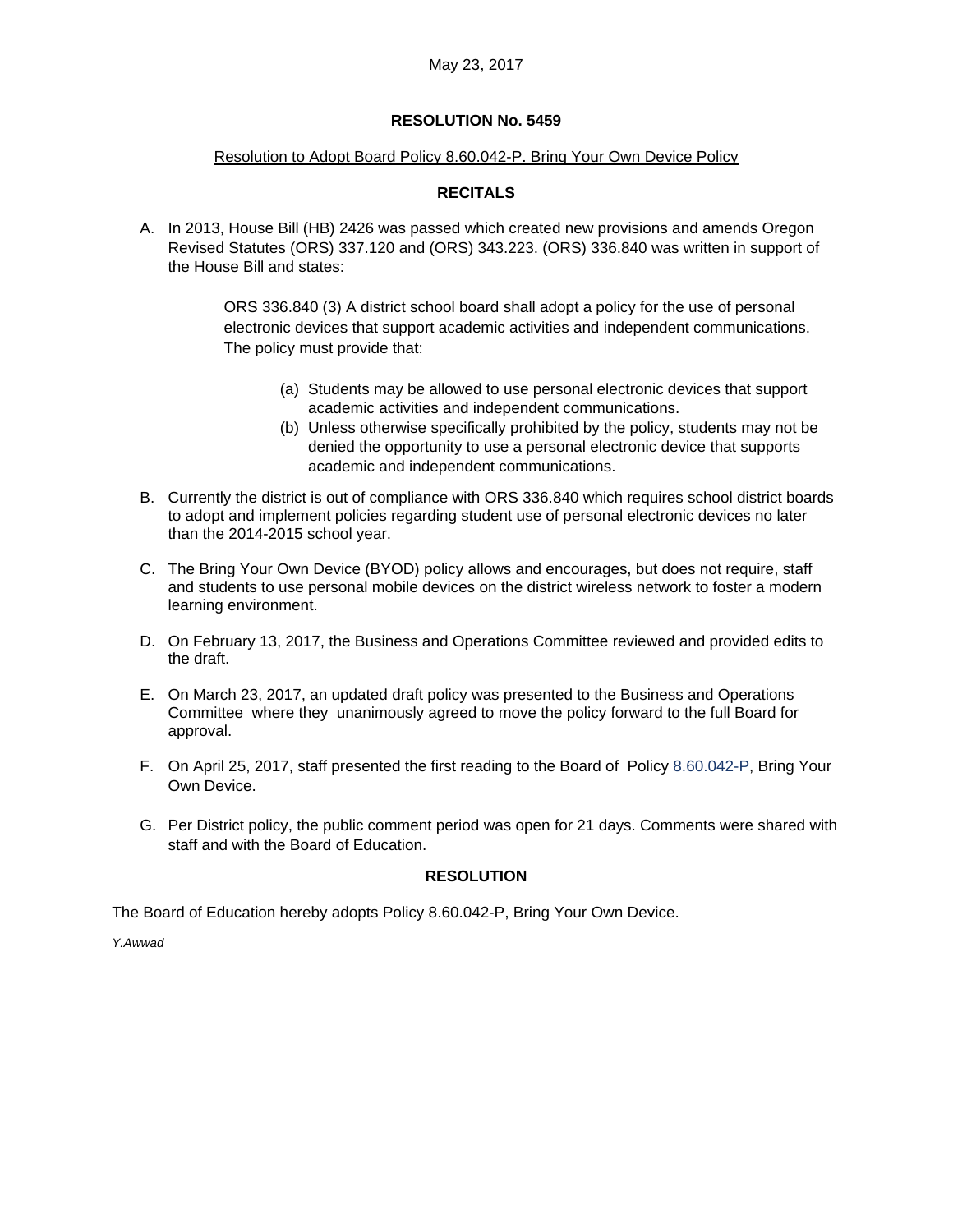May 23, 2017

# RESOLUTION No. 5459

Resolution to Adopt Board Policy 8.60.042-P. Bring Your Own Device Policy

## RECITALS

A. In 2013, House Bill (HB) 2426 was passed which created new provisions and amends Oregon Revised Statutes (ORS) 337.120 and (ORS) 343.223. (ORS) 336.840 was written in support of the House Bill and states:

> ORS 336.840 (3) A district school board shall adopt a policy for the use of personal electronic devices that support academic activities and independent communications. The policy must provide that:
>
> (a) Students may be allowed to use personal electronic devices that support academic activities and independent communications.
> (b) Unless otherwise specifically prohibited by the policy, students may not be denied the opportunity to use a personal electronic device that supports academic and independent communications.

B. Currently the district is out of compliance with ORS 336.840 which requires school district boards to adopt and implement policies regarding student use of personal electronic devices no later than the 2014-2015 school year.

C. The Bring Your Own Device (BYOD) policy allows and encourages, but does not require, staff and students to use personal mobile devices on the district wireless network to foster a modern learning environment.

D. On February 13, 2017, the Business and Operations Committee reviewed and provided edits to the draft.

E. On March 23, 2017, an updated draft policy was presented to the Business and Operations Committee where they unanimously agreed to move the policy forward to the full Board for approval.

F. On April 25, 2017, staff presented the first reading to the Board of Policy 8.60.042-P, Bring Your Own Device.

G. Per District policy, the public comment period was open for 21 days. Comments were shared with staff and with the Board of Education.

## RESOLUTION

The Board of Education hereby adopts Policy 8.60.042-P, Bring Your Own Device.

*Y.Awwad*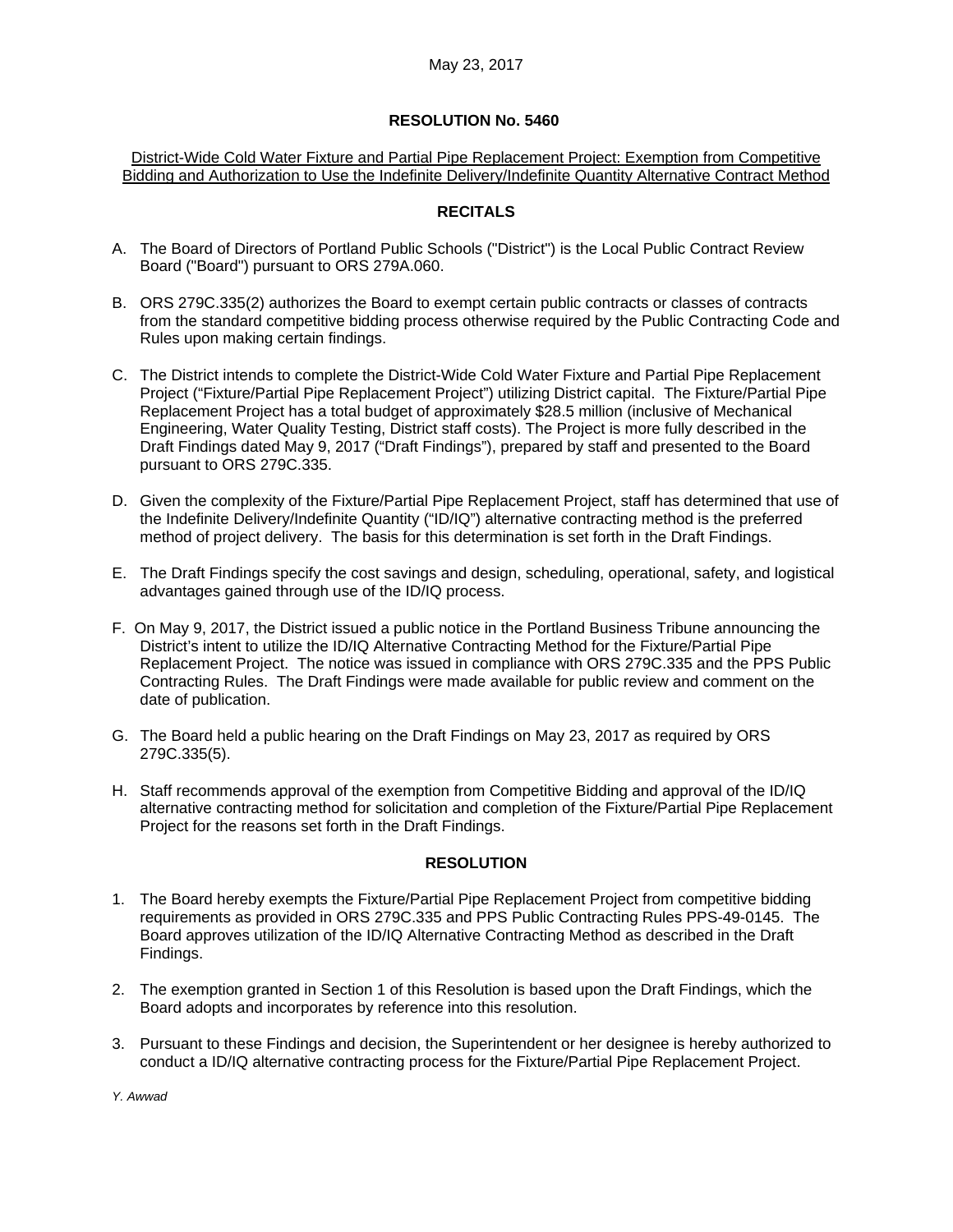May 23, 2017

## RESOLUTION No. 5460

District-Wide Cold Water Fixture and Partial Pipe Replacement Project: Exemption from Competitive Bidding and Authorization to Use the Indefinite Delivery/Indefinite Quantity Alternative Contract Method

### RECITALS

A. The Board of Directors of Portland Public Schools ("District") is the Local Public Contract Review Board ("Board") pursuant to ORS 279A.060.

B. ORS 279C.335(2) authorizes the Board to exempt certain public contracts or classes of contracts from the standard competitive bidding process otherwise required by the Public Contracting Code and Rules upon making certain findings.

C. The District intends to complete the District-Wide Cold Water Fixture and Partial Pipe Replacement Project ("Fixture/Partial Pipe Replacement Project") utilizing District capital. The Fixture/Partial Pipe Replacement Project has a total budget of approximately $28.5 million (inclusive of Mechanical Engineering, Water Quality Testing, District staff costs). The Project is more fully described in the Draft Findings dated May 9, 2017 ("Draft Findings"), prepared by staff and presented to the Board pursuant to ORS 279C.335.

D. Given the complexity of the Fixture/Partial Pipe Replacement Project, staff has determined that use of the Indefinite Delivery/Indefinite Quantity ("ID/IQ") alternative contracting method is the preferred method of project delivery. The basis for this determination is set forth in the Draft Findings.

E. The Draft Findings specify the cost savings and design, scheduling, operational, safety, and logistical advantages gained through use of the ID/IQ process.

F. On May 9, 2017, the District issued a public notice in the Portland Business Tribune announcing the District's intent to utilize the ID/IQ Alternative Contracting Method for the Fixture/Partial Pipe Replacement Project. The notice was issued in compliance with ORS 279C.335 and the PPS Public Contracting Rules. The Draft Findings were made available for public review and comment on the date of publication.

G. The Board held a public hearing on the Draft Findings on May 23, 2017 as required by ORS 279C.335(5).

H. Staff recommends approval of the exemption from Competitive Bidding and approval of the ID/IQ alternative contracting method for solicitation and completion of the Fixture/Partial Pipe Replacement Project for the reasons set forth in the Draft Findings.

### RESOLUTION

1. The Board hereby exempts the Fixture/Partial Pipe Replacement Project from competitive bidding requirements as provided in ORS 279C.335 and PPS Public Contracting Rules PPS-49-0145. The Board approves utilization of the ID/IQ Alternative Contracting Method as described in the Draft Findings.

2. The exemption granted in Section 1 of this Resolution is based upon the Draft Findings, which the Board adopts and incorporates by reference into this resolution.

3. Pursuant to these Findings and decision, the Superintendent or her designee is hereby authorized to conduct a ID/IQ alternative contracting process for the Fixture/Partial Pipe Replacement Project.

*Y. Awwad*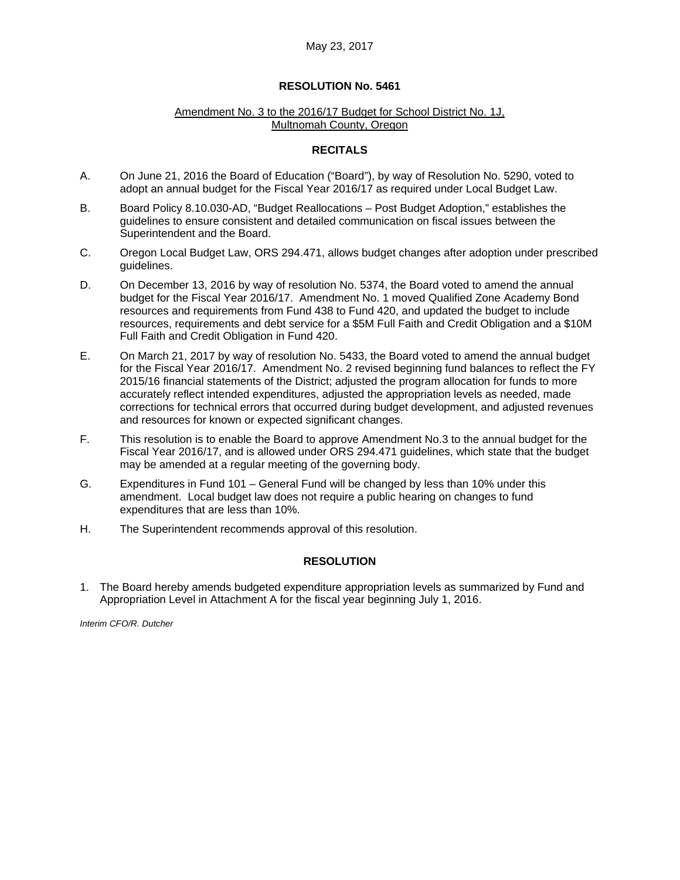May 23, 2017

## RESOLUTION No. 5461

Amendment No. 3 to the 2016/17 Budget for School District No. 1J, Multnomah County, Oregon

### RECITALS

A. On June 21, 2016 the Board of Education ("Board"), by way of Resolution No. 5290, voted to adopt an annual budget for the Fiscal Year 2016/17 as required under Local Budget Law.

B. Board Policy 8.10.030-AD, "Budget Reallocations – Post Budget Adoption," establishes the guidelines to ensure consistent and detailed communication on fiscal issues between the Superintendent and the Board.

C. Oregon Local Budget Law, ORS 294.471, allows budget changes after adoption under prescribed guidelines.

D. On December 13, 2016 by way of resolution No. 5374, the Board voted to amend the annual budget for the Fiscal Year 2016/17. Amendment No. 1 moved Qualified Zone Academy Bond resources and requirements from Fund 438 to Fund 420, and updated the budget to include resources, requirements and debt service for a $5M Full Faith and Credit Obligation and a $10M Full Faith and Credit Obligation in Fund 420.

E. On March 21, 2017 by way of resolution No. 5433, the Board voted to amend the annual budget for the Fiscal Year 2016/17. Amendment No. 2 revised beginning fund balances to reflect the FY 2015/16 financial statements of the District; adjusted the program allocation for funds to more accurately reflect intended expenditures, adjusted the appropriation levels as needed, made corrections for technical errors that occurred during budget development, and adjusted revenues and resources for known or expected significant changes.

F. This resolution is to enable the Board to approve Amendment No.3 to the annual budget for the Fiscal Year 2016/17, and is allowed under ORS 294.471 guidelines, which state that the budget may be amended at a regular meeting of the governing body.

G. Expenditures in Fund 101 – General Fund will be changed by less than 10% under this amendment. Local budget law does not require a public hearing on changes to fund expenditures that are less than 10%.

H. The Superintendent recommends approval of this resolution.

### RESOLUTION

1. The Board hereby amends budgeted expenditure appropriation levels as summarized by Fund and Appropriation Level in Attachment A for the fiscal year beginning July 1, 2016.

*Interim CFO/R. Dutcher*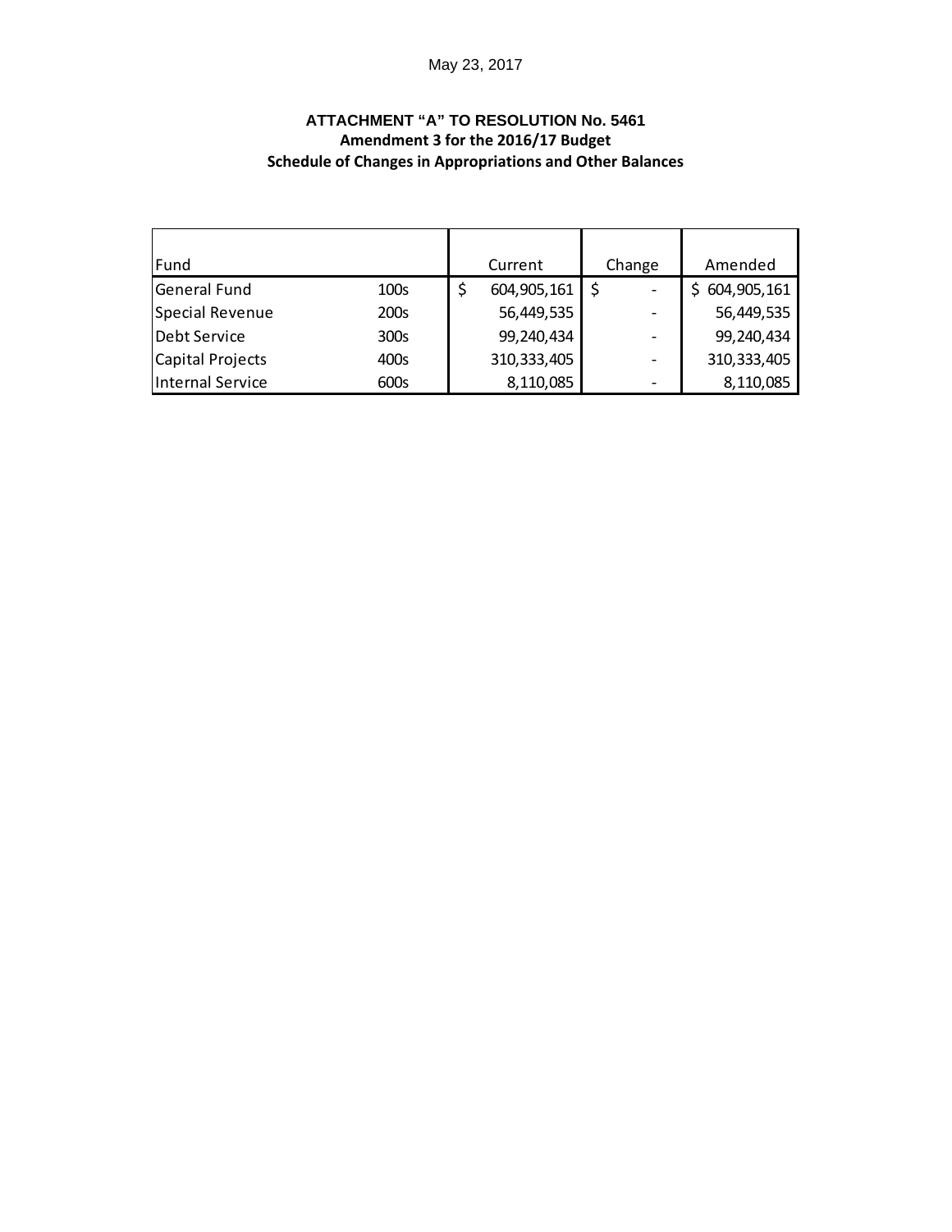May 23, 2017

**ATTACHMENT "A" TO RESOLUTION No. 5461**
**Amendment 3 for the 2016/17 Budget**
**Schedule of Changes in Appropriations and Other Balances**

| Fund | | Current | Change | Amended |
|---|---|---|---|---|
| General Fund | 100s | $ 604,905,161 | $ - | $ 604,905,161 |
| Special Revenue | 200s | 56,449,535 | - | 56,449,535 |
| Debt Service | 300s | 99,240,434 | - | 99,240,434 |
| Capital Projects | 400s | 310,333,405 | - | 310,333,405 |
| Internal Service | 600s | 8,110,085 | - | 8,110,085 |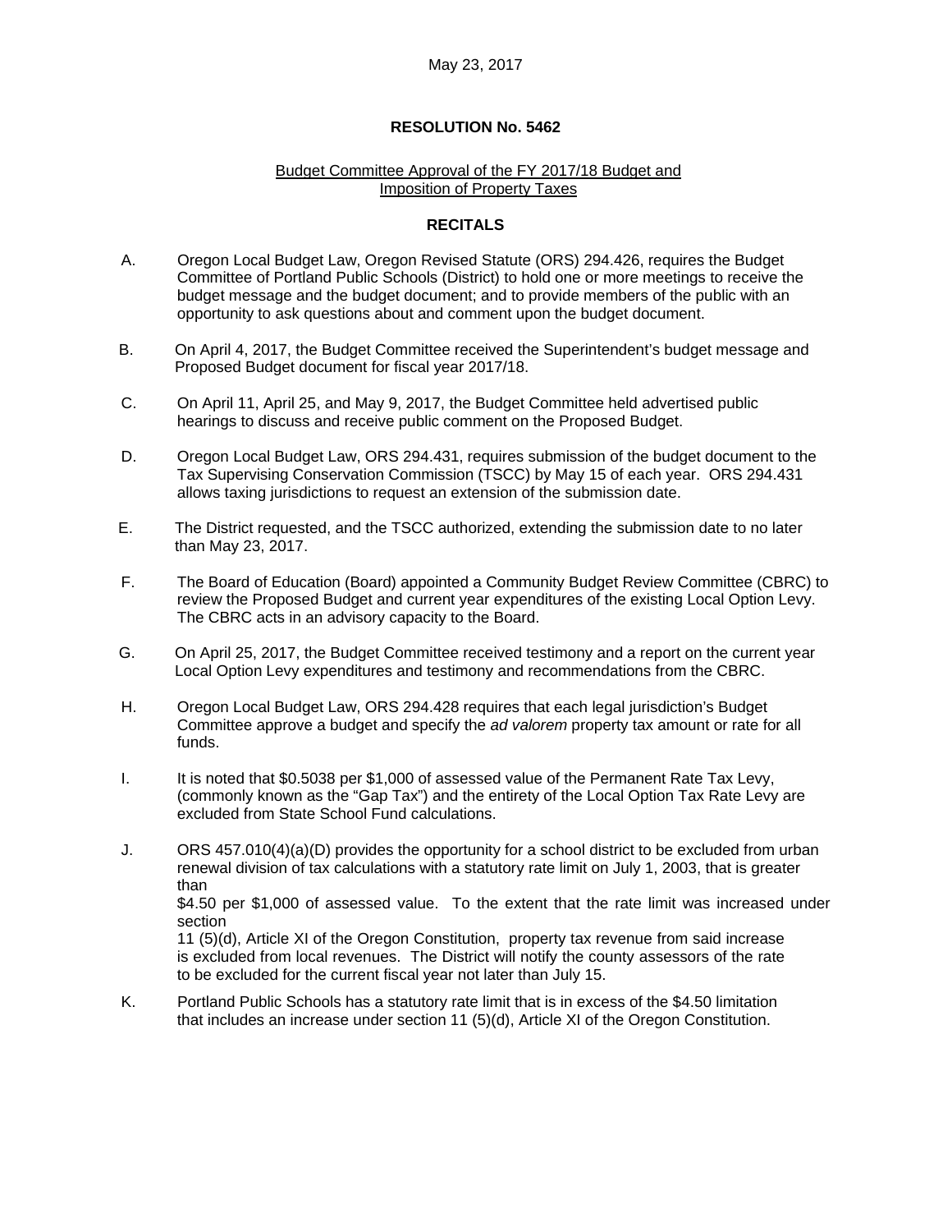May 23, 2017

**RESOLUTION No. 5462**

Budget Committee Approval of the FY 2017/18 Budget and Imposition of Property Taxes

**RECITALS**

A. Oregon Local Budget Law, Oregon Revised Statute (ORS) 294.426, requires the Budget Committee of Portland Public Schools (District) to hold one or more meetings to receive the budget message and the budget document; and to provide members of the public with an opportunity to ask questions about and comment upon the budget document.

B. On April 4, 2017, the Budget Committee received the Superintendent's budget message and Proposed Budget document for fiscal year 2017/18.

C. On April 11, April 25, and May 9, 2017, the Budget Committee held advertised public hearings to discuss and receive public comment on the Proposed Budget.

D. Oregon Local Budget Law, ORS 294.431, requires submission of the budget document to the Tax Supervising Conservation Commission (TSCC) by May 15 of each year. ORS 294.431 allows taxing jurisdictions to request an extension of the submission date.

E. The District requested, and the TSCC authorized, extending the submission date to no later than May 23, 2017.

F. The Board of Education (Board) appointed a Community Budget Review Committee (CBRC) to review the Proposed Budget and current year expenditures of the existing Local Option Levy. The CBRC acts in an advisory capacity to the Board.

G. On April 25, 2017, the Budget Committee received testimony and a report on the current year Local Option Levy expenditures and testimony and recommendations from the CBRC.

H. Oregon Local Budget Law, ORS 294.428 requires that each legal jurisdiction's Budget Committee approve a budget and specify the *ad valorem* property tax amount or rate for all funds.

I. It is noted that $0.5038 per $1,000 of assessed value of the Permanent Rate Tax Levy, (commonly known as the "Gap Tax") and the entirety of the Local Option Tax Rate Levy are excluded from State School Fund calculations.

J. ORS 457.010(4)(a)(D) provides the opportunity for a school district to be excluded from urban renewal division of tax calculations with a statutory rate limit on July 1, 2003, that is greater than $4.50 per $1,000 of assessed value. To the extent that the rate limit was increased under section 11 (5)(d), Article XI of the Oregon Constitution, property tax revenue from said increase is excluded from local revenues. The District will notify the county assessors of the rate to be excluded for the current fiscal year not later than July 15.

K. Portland Public Schools has a statutory rate limit that is in excess of the $4.50 limitation that includes an increase under section 11 (5)(d), Article XI of the Oregon Constitution.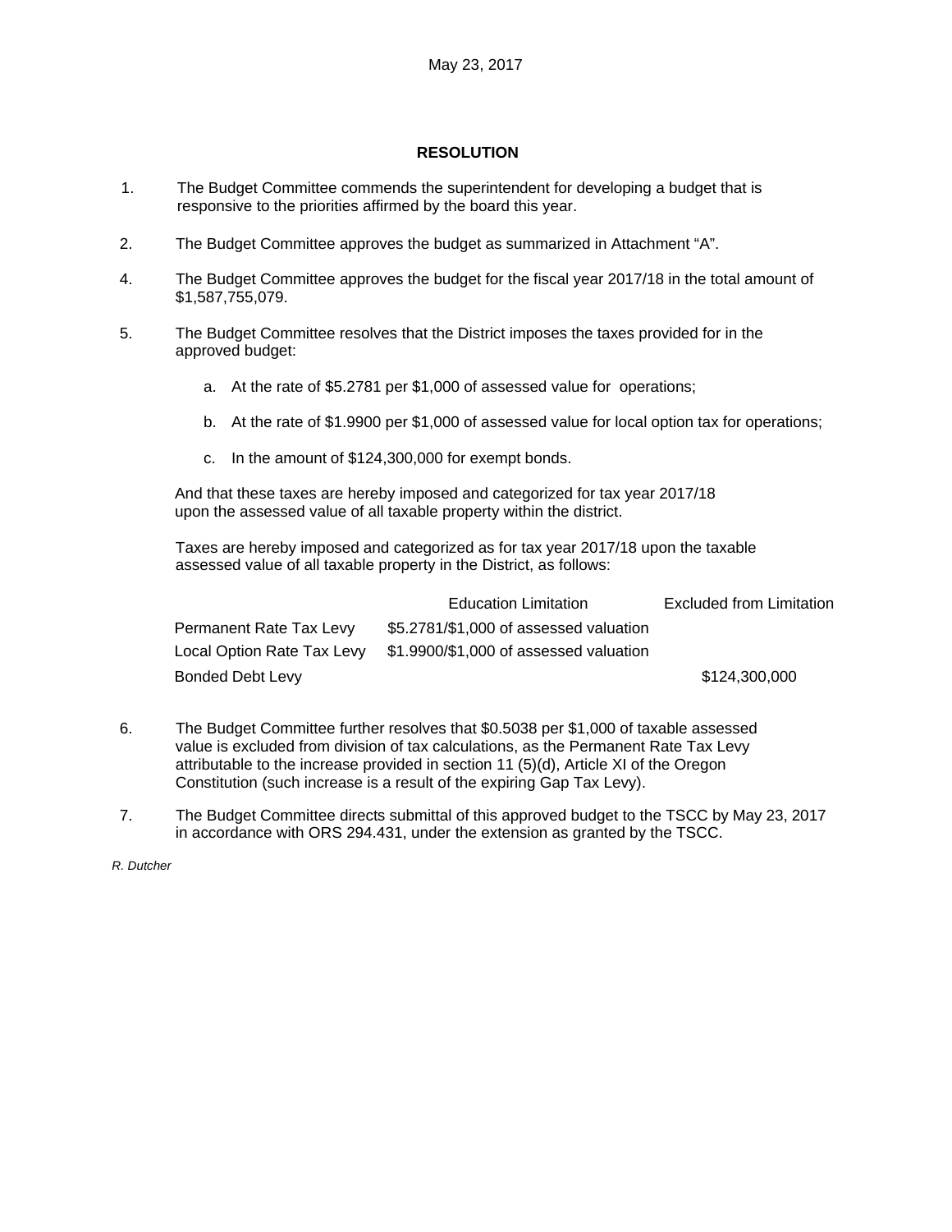May 23, 2017

# RESOLUTION

1. The Budget Committee commends the superintendent for developing a budget that is responsive to the priorities affirmed by the board this year.

2. The Budget Committee approves the budget as summarized in Attachment "A".

4. The Budget Committee approves the budget for the fiscal year 2017/18 in the total amount of $1,587,755,079.

5. The Budget Committee resolves that the District imposes the taxes provided for in the approved budget:

   a. At the rate of $5.2781 per $1,000 of assessed value for operations;

   b. At the rate of $1.9900 per $1,000 of assessed value for local option tax for operations;

   c. In the amount of $124,300,000 for exempt bonds.

   And that these taxes are hereby imposed and categorized for tax year 2017/18 upon the assessed value of all taxable property within the district.

   Taxes are hereby imposed and categorized as for tax year 2017/18 upon the taxable assessed value of all taxable property in the District, as follows:

| | Education Limitation | Excluded from Limitation |
|---|---|---|
| Permanent Rate Tax Levy | $5.2781/$1,000 of assessed valuation | |
| Local Option Rate Tax Levy | $1.9900/$1,000 of assessed valuation | |
| Bonded Debt Levy | | $124,300,000 |

6. The Budget Committee further resolves that $0.5038 per $1,000 of taxable assessed value is excluded from division of tax calculations, as the Permanent Rate Tax Levy attributable to the increase provided in section 11 (5)(d), Article XI of the Oregon Constitution (such increase is a result of the expiring Gap Tax Levy).

7. The Budget Committee directs submittal of this approved budget to the TSCC by May 23, 2017 in accordance with ORS 294.431, under the extension as granted by the TSCC.

*R. Dutcher*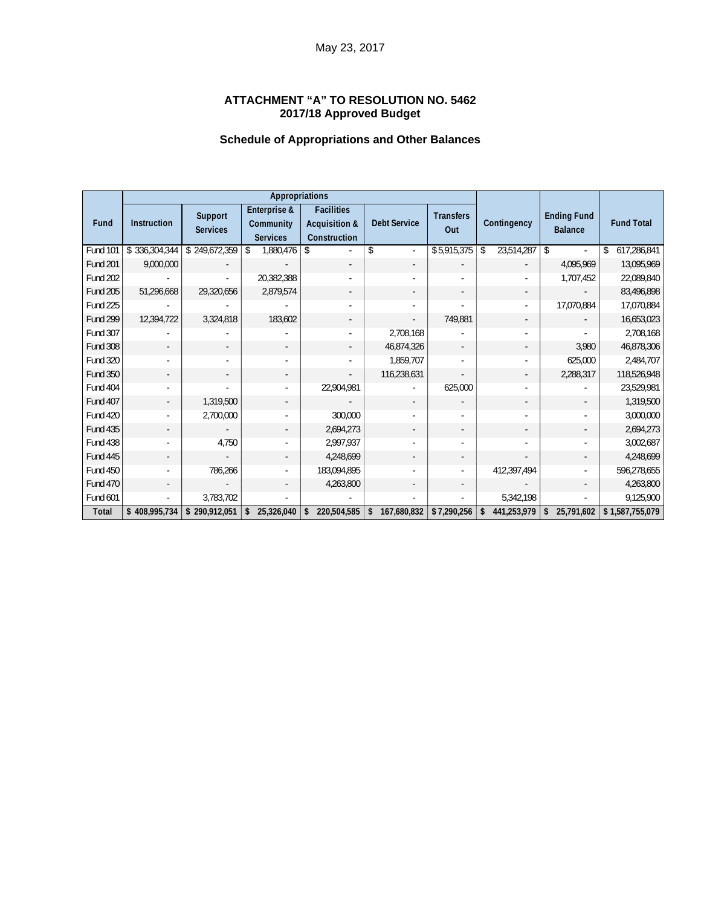May 23, 2017

**ATTACHMENT "A" TO RESOLUTION NO. 5462**
**2017/18 Approved Budget**

**Schedule of Appropriations and Other Balances**

| Fund | Appropriations | | | | | | Contingency | Ending Fund Balance | Fund Total |
|---|---|---|---|---|---|---|---|---|---|
| | Instruction | Support Services | Enterprise & Community Services | Facilities Acquisition & Construction | Debt Service | Transfers Out | | | |
| Fund 101 | $ 336,304,344 | $ 249,672,359 | $ 1,880,476 | $ - | $ - | $ 5,915,375 | $ 23,514,287 | $ - | $ 617,286,841 |
| Fund 201 | 9,000,000 | - | - | - | - | - | - | 4,095,969 | 13,095,969 |
| Fund 202 | - | - | 20,382,388 | - | - | - | - | 1,707,452 | 22,089,840 |
| Fund 205 | 51,296,668 | 29,320,656 | 2,879,574 | - | - | - | - | - | 83,496,898 |
| Fund 225 | - | - | - | - | - | - | - | 17,070,884 | 17,070,884 |
| Fund 299 | 12,394,722 | 3,324,818 | 183,602 | - | - | 749,881 | - | - | 16,653,023 |
| Fund 307 | - | - | - | - | 2,708,168 | - | - | - | 2,708,168 |
| Fund 308 | - | - | - | - | 46,874,326 | - | - | 3,980 | 46,878,306 |
| Fund 320 | - | - | - | - | 1,859,707 | - | - | 625,000 | 2,484,707 |
| Fund 350 | - | - | - | - | 116,238,631 | - | - | 2,288,317 | 118,526,948 |
| Fund 404 | - | - | - | 22,904,981 | - | 625,000 | - | - | 23,529,981 |
| Fund 407 | - | 1,319,500 | - | - | - | - | - | - | 1,319,500 |
| Fund 420 | - | 2,700,000 | - | 300,000 | - | - | - | - | 3,000,000 |
| Fund 435 | - | - | - | 2,694,273 | - | - | - | - | 2,694,273 |
| Fund 438 | - | 4,750 | - | 2,997,937 | - | - | - | - | 3,002,687 |
| Fund 445 | - | - | - | 4,248,699 | - | - | - | - | 4,248,699 |
| Fund 450 | - | 786,266 | - | 183,094,895 | - | - | 412,397,494 | - | 596,278,655 |
| Fund 470 | - | - | - | 4,263,800 | - | - | - | - | 4,263,800 |
| Fund 601 | - | 3,783,702 | - | - | - | - | 5,342,198 | - | 9,125,900 |
| **Total** | **$ 408,995,734** | **$ 290,912,051** | **$ 25,326,040** | **$ 220,504,585** | **$ 167,680,832** | **$ 7,290,256** | **$ 441,253,979** | **$ 25,791,602** | **$ 1,587,755,079** |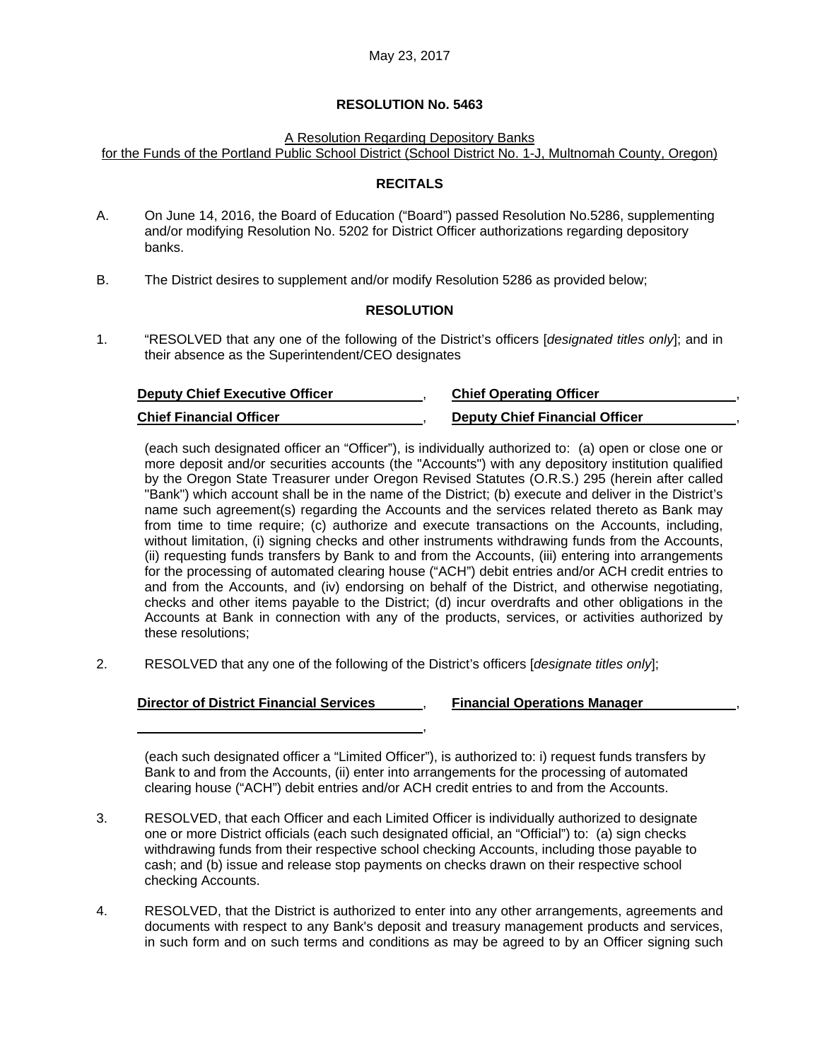May 23, 2017

**RESOLUTION No. 5463**

A Resolution Regarding Depository Banks
for the Funds of the Portland Public School District (School District No. 1-J, Multnomah County, Oregon)

**RECITALS**

A. On June 14, 2016, the Board of Education ("Board") passed Resolution No.5286, supplementing and/or modifying Resolution No. 5202 for District Officer authorizations regarding depository banks.

B. The District desires to supplement and/or modify Resolution 5286 as provided below;

**RESOLUTION**

1. "RESOLVED that any one of the following of the District's officers [*designated titles only*]; and in their absence as the Superintendent/CEO designates

| | |
|---|---|
| **Deputy Chief Executive Officer**, | **Chief Operating Officer**, |
| **Chief Financial Officer**, | **Deputy Chief Financial Officer**, |

(each such designated officer an "Officer"), is individually authorized to: (a) open or close one or more deposit and/or securities accounts (the "Accounts") with any depository institution qualified by the Oregon State Treasurer under Oregon Revised Statutes (O.R.S.) 295 (herein after called "Bank") which account shall be in the name of the District; (b) execute and deliver in the District's name such agreement(s) regarding the Accounts and the services related thereto as Bank may from time to time require; (c) authorize and execute transactions on the Accounts, including, without limitation, (i) signing checks and other instruments withdrawing funds from the Accounts, (ii) requesting funds transfers by Bank to and from the Accounts, (iii) entering into arrangements for the processing of automated clearing house ("ACH") debit entries and/or ACH credit entries to and from the Accounts, and (iv) endorsing on behalf of the District, and otherwise negotiating, checks and other items payable to the District; (d) incur overdrafts and other obligations in the Accounts at Bank in connection with any of the products, services, or activities authorized by these resolutions;

2. RESOLVED that any one of the following of the District's officers [*designate titles only*];

| | |
|---|---|
| **Director of District Financial Services**, | **Financial Operations Manager**, |
| ________________________, | |

(each such designated officer a "Limited Officer"), is authorized to: i) request funds transfers by Bank to and from the Accounts, (ii) enter into arrangements for the processing of automated clearing house ("ACH") debit entries and/or ACH credit entries to and from the Accounts.

3. RESOLVED, that each Officer and each Limited Officer is individually authorized to designate one or more District officials (each such designated official, an "Official") to: (a) sign checks withdrawing funds from their respective school checking Accounts, including those payable to cash; and (b) issue and release stop payments on checks drawn on their respective school checking Accounts.

4. RESOLVED, that the District is authorized to enter into any other arrangements, agreements and documents with respect to any Bank's deposit and treasury management products and services, in such form and on such terms and conditions as may be agreed to by an Officer signing such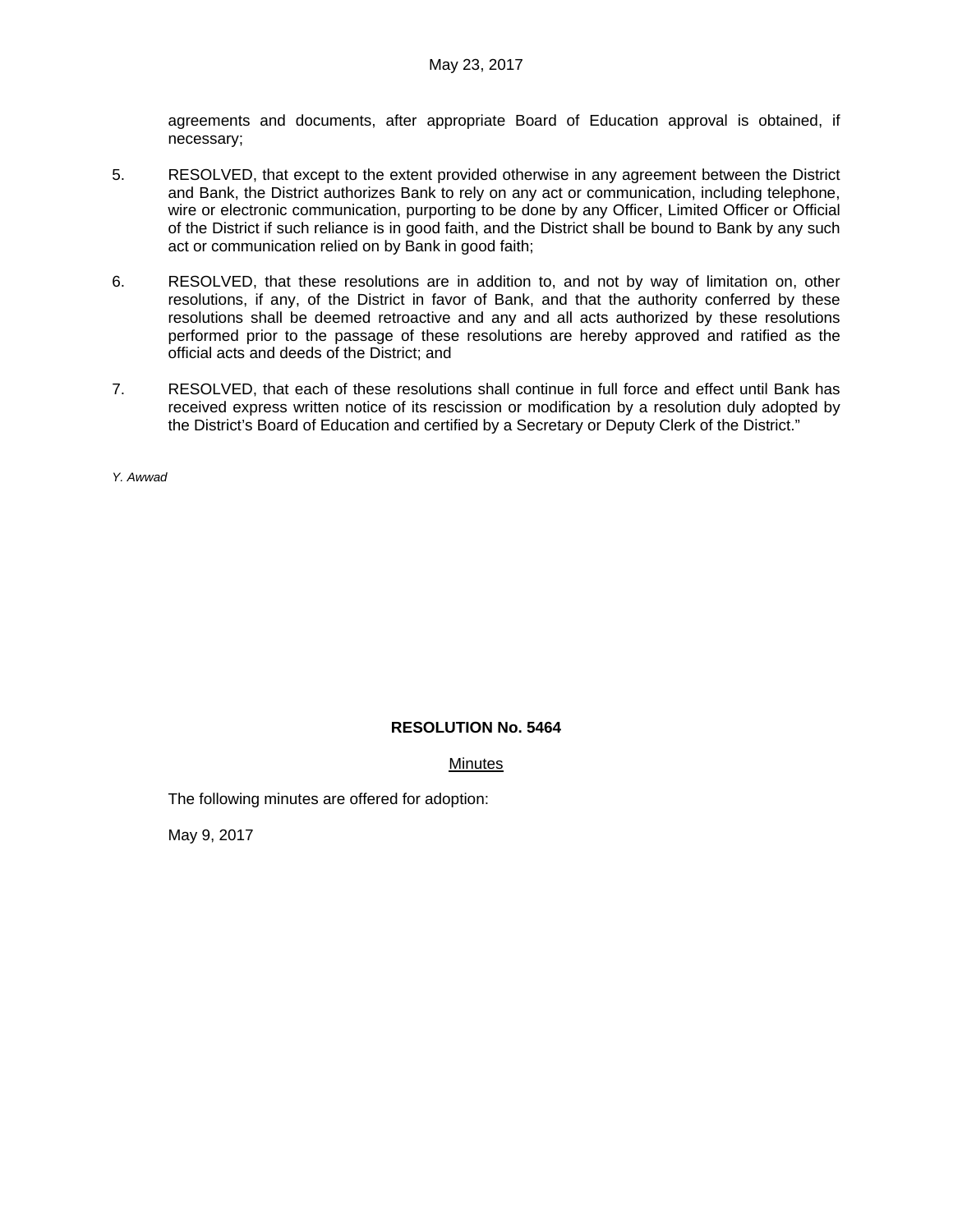agreements and documents, after appropriate Board of Education approval is obtained, if necessary;

5. RESOLVED, that except to the extent provided otherwise in any agreement between the District and Bank, the District authorizes Bank to rely on any act or communication, including telephone, wire or electronic communication, purporting to be done by any Officer, Limited Officer or Official of the District if such reliance is in good faith, and the District shall be bound to Bank by any such act or communication relied on by Bank in good faith;

6. RESOLVED, that these resolutions are in addition to, and not by way of limitation on, other resolutions, if any, of the District in favor of Bank, and that the authority conferred by these resolutions shall be deemed retroactive and any and all acts authorized by these resolutions performed prior to the passage of these resolutions are hereby approved and ratified as the official acts and deeds of the District; and

7. RESOLVED, that each of these resolutions shall continue in full force and effect until Bank has received express written notice of its rescission or modification by a resolution duly adopted by the District's Board of Education and certified by a Secretary or Deputy Clerk of the District."

*Y. Awwad*

**RESOLUTION No. 5464**

Minutes

The following minutes are offered for adoption:

May 9, 2017